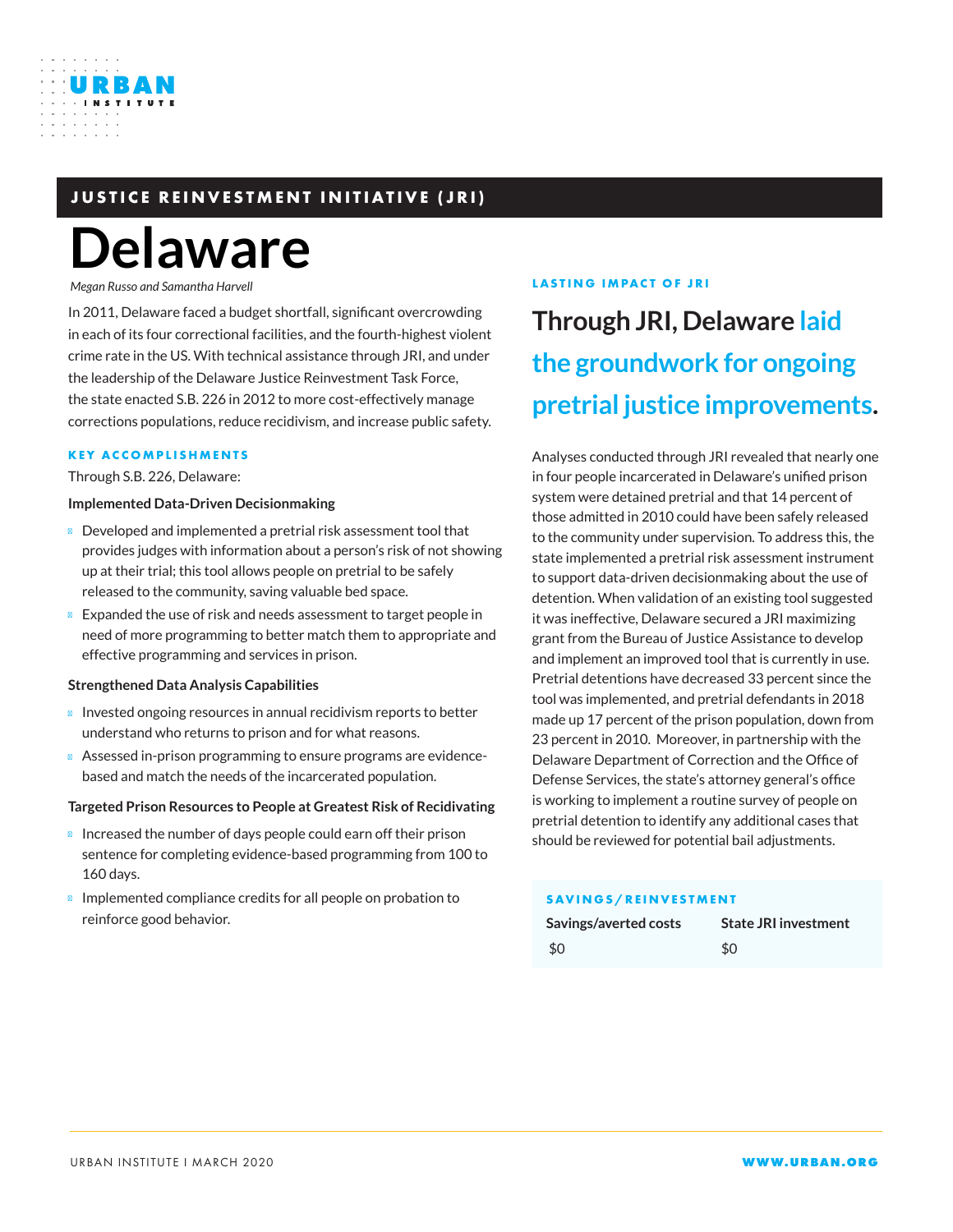JUSTICE REINVESTMENT INITIATIVE (JRI)

# Delaware

*Megan Russo and Samantha Harvell*

In 2011, Delaware faced a budget shortfall, significant overcrowding in each of its four correctional facilities, and the fourth-highest violent crime rate in the US. With technical assistance through JRI, and under the leadership of the Delaware Justice Reinvestment Task Force, the state enacted S.B. 226 in 2012 to more cost-effectively manage corrections populations, reduce recidivism, and increase public safety.

## KEY ACCOMPLISHMENTS

Through S.B. 226, Delaware:

**Implemented Data-Driven Decisionmaking**

- Developed and implemented a pretrial risk assessment tool that provides judges with information about a person's risk of not showing up at their trial; this tool allows people on pretrial to be safely released to the community, saving valuable bed space.
- Expanded the use of risk and needs assessment to target people in need of more programming to better match them to appropriate and effective programming and services in prison.

**Strengthened Data Analysis Capabilities**

- Invested ongoing resources in annual recidivism reports to better understand who returns to prison and for what reasons.
- Assessed in-prison programming to ensure programs are evidence-based and match the needs of the incarcerated population.

**Targeted Prison Resources to People at Greatest Risk of Recidivating**

- Increased the number of days people could earn off their prison sentence for completing evidence-based programming from 100 to 160 days.
- Implemented compliance credits for all people on probation to reinforce good behavior.

## LASTING IMPACT OF JRI

### Through JRI, Delaware laid the groundwork for ongoing pretrial justice improvements.

Analyses conducted through JRI revealed that nearly one in four people incarcerated in Delaware's unified prison system were detained pretrial and that 14 percent of those admitted in 2010 could have been safely released to the community under supervision. To address this, the state implemented a pretrial risk assessment instrument to support data-driven decisionmaking about the use of detention. When validation of an existing tool suggested it was ineffective, Delaware secured a JRI maximizing grant from the Bureau of Justice Assistance to develop and implement an improved tool that is currently in use. Pretrial detentions have decreased 33 percent since the tool was implemented, and pretrial defendants in 2018 made up 17 percent of the prison population, down from 23 percent in 2010. Moreover, in partnership with the Delaware Department of Correction and the Office of Defense Services, the state's attorney general's office is working to implement a routine survey of people on pretrial detention to identify any additional cases that should be reviewed for potential bail adjustments.

## SAVINGS/REINVESTMENT

| Savings/averted costs | State JRI investment |
|---|---|
| $0 | $0 |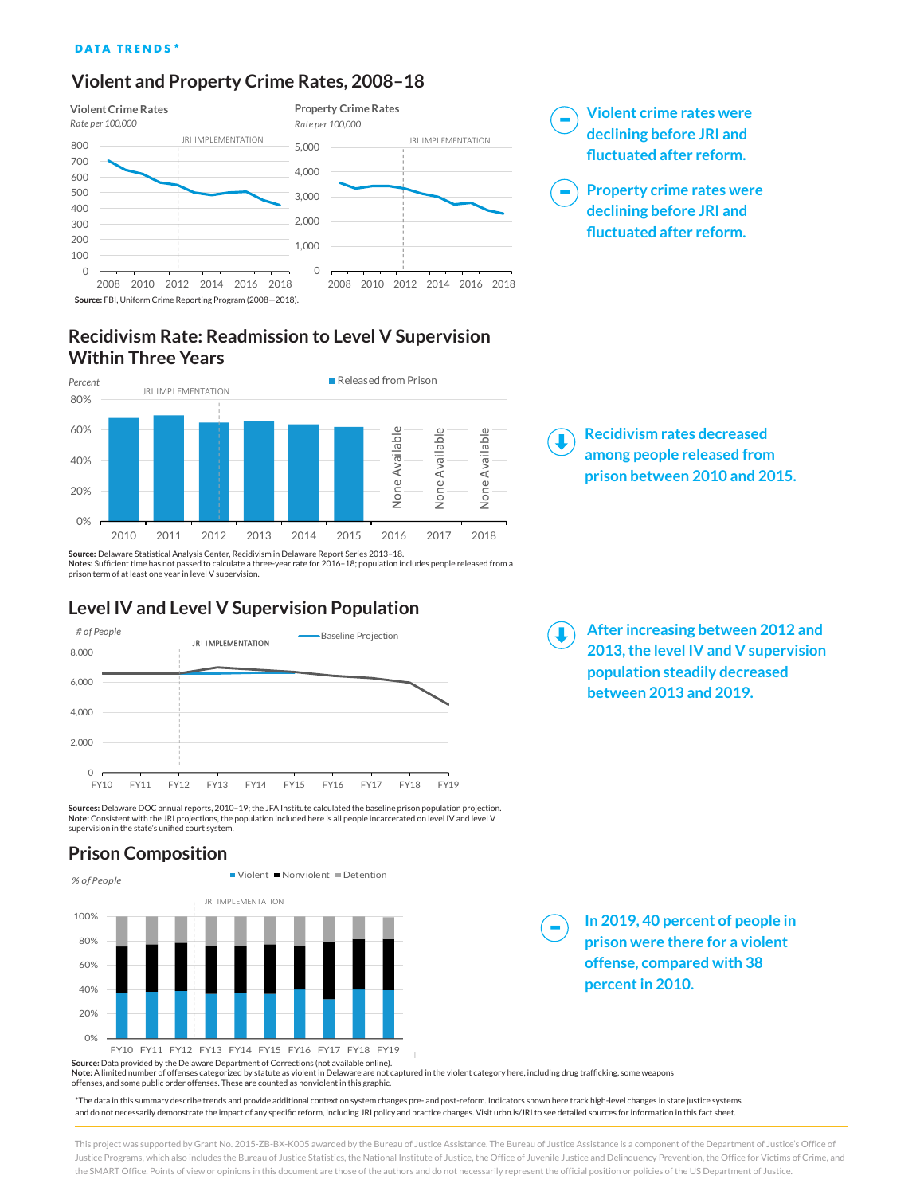DATA TRENDS*

## Violent and Property Crime Rates, 2008–18

Violent Crime Rates

*Rate per 100,000*

JRI IMPLEMENTATION

800
700
600
500
400
300
200
100
0

2008 2010 2012 2014 2016 2018

Property Crime Rates

*Rate per 100,000*

JRI IMPLEMENTATION

5,000
4,000
3,000
2,000
1,000
0

2008 2010 2012 2014 2016 2018

**Source:** FBI, Uniform Crime Reporting Program (2008—2018).

**Violent crime rates were declining before JRI and fluctuated after reform.**

**Property crime rates were declining before JRI and fluctuated after reform.**

## Recidivism Rate: Readmission to Level V Supervision Within Three Years

*Percent*

Released from Prison

JRI IMPLEMENTATION

80%
60%
40%
20%
0%

2010 2011 2012 2013 2014 2015 2016 2017 2018

None Available
None Available
None Available

**Source:** Delaware Statistical Analysis Center, Recidivism in Delaware Report Series 2013–18.
**Notes:** Sufficient time has not passed to calculate a three-year rate for 2016–18; population includes people released from a prison term of at least one year in level V supervision.

**Recidivism rates decreased among people released from prison between 2010 and 2015.**

## Level IV and Level V Supervision Population

*# of People*

Baseline Projection

JRI IMPLEMENTATION

8,000
6,000
4,000
2,000
0

FY10 FY11 FY12 FY13 FY14 FY15 FY16 FY17 FY18 FY19

**Sources:** Delaware DOC annual reports, 2010–19; the JFA Institute calculated the baseline prison population projection.
**Note:** Consistent with the JRI projections, the population included here is all people incarcerated on level IV and level V supervision in the state's unified court system.

**After increasing between 2012 and 2013, the level IV and V supervision population steadily decreased between 2013 and 2019.**

## Prison Composition

*% of People*

Violent Nonviolent Detention

JRI IMPLEMENTATION

100%
80%
60%
40%
20%
0%

FY10 FY11 FY12 FY13 FY14 FY15 FY16 FY17 FY18 FY19

**Source:** Data provided by the Delaware Department of Corrections (not available online).
**Note:** A limited number of offenses categorized by statute as violent in Delaware are not captured in the violent category here, including drug trafficking, some weapons offenses, and some public order offenses. These are counted as nonviolent in this graphic.

**In 2019, 40 percent of people in prison were there for a violent offense, compared with 38 percent in 2010.**

*The data in this summary describe trends and provide additional context on system changes pre- and post-reform. Indicators shown here track high-level changes in state justice systems and do not necessarily demonstrate the impact of any specific reform, including JRI policy and practice changes. Visit urbn.is/JRI to see detailed sources for information in this fact sheet.

This project was supported by Grant No. 2015-ZB-BX-K005 awarded by the Bureau of Justice Assistance. The Bureau of Justice Assistance is a component of the Department of Justice's Office of Justice Programs, which also includes the Bureau of Justice Statistics, the National Institute of Justice, the Office of Juvenile Justice and Delinquency Prevention, the Office for Victims of Crime, and the SMART Office. Points of view or opinions in this document are those of the authors and do not necessarily represent the official position or policies of the US Department of Justice.